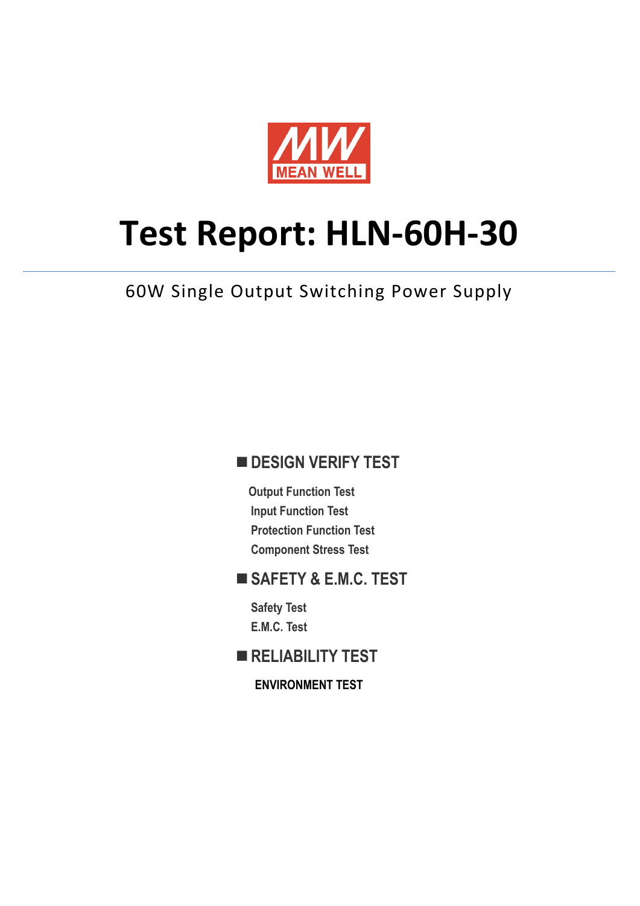MEAN WELL

# Test Report: HLN-60H-30

60W Single Output Switching Power Supply

## ■ DESIGN VERIFY TEST

Output Function Test
Input Function Test
Protection Function Test
Component Stress Test

## ■ SAFETY & E.M.C. TEST

Safety Test
E.M.C. Test

## ■ RELIABILITY TEST

ENVIRONMENT TEST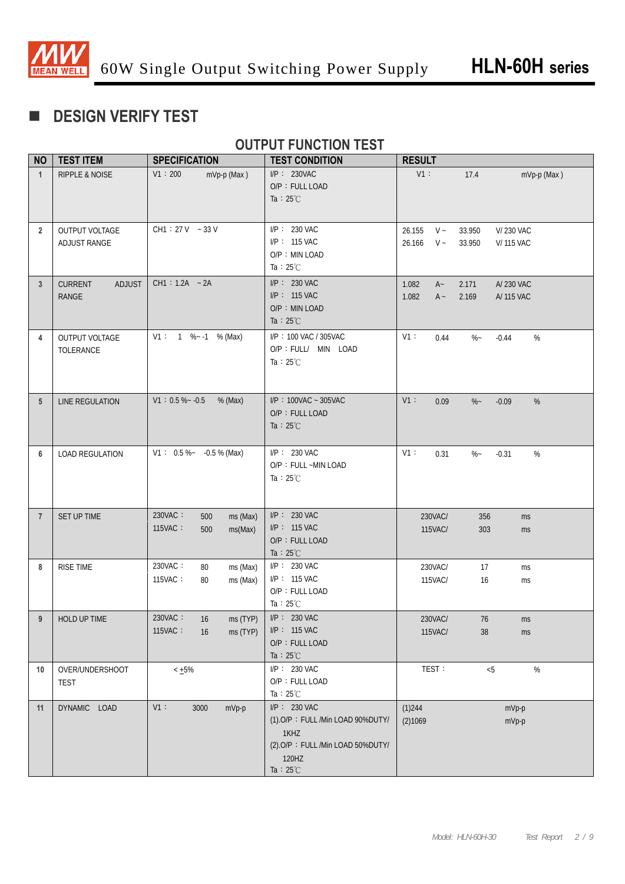## DESIGN VERIFY TEST

### OUTPUT FUNCTION TEST

| NO | TEST ITEM | SPECIFICATION | TEST CONDITION | RESULT |
|---|---|---|---|---|
| 1 | RIPPLE & NOISE | V1：200 mVp-p (Max ) | I/P： 230VAC<br>O/P：FULL LOAD<br>Ta：25℃ | V1： 17.4 mVp-p (Max ) |
| 2 | OUTPUT VOLTAGE ADJUST RANGE | CH1：27 V ~ 33 V | I/P： 230 VAC<br>I/P： 115 VAC<br>O/P：MIN LOAD<br>Ta：25℃ | 26.155 V ~ 33.950 V/ 230 VAC<br>26.166 V ~ 33.950 V/ 115 VAC |
| 3 | CURRENT ADJUST RANGE | CH1：1.2A ~ 2A | I/P： 230 VAC<br>I/P： 115 VAC<br>O/P：MIN LOAD<br>Ta：25℃ | 1.082 A~ 2.171 A/ 230 VAC<br>1.082 A ~ 2.169 A/ 115 VAC |
| 4 | OUTPUT VOLTAGE TOLERANCE | V1： 1 %~ -1 % (Max) | I/P：100 VAC / 305VAC<br>O/P：FULL/ MIN LOAD<br>Ta：25℃ | V1： 0.44 %~ -0.44 % |
| 5 | LINE REGULATION | V1：0.5 %~ -0.5 % (Max) | I/P：100VAC ~ 305VAC<br>O/P：FULL LOAD<br>Ta：25℃ | V1： 0.09 %~ -0.09 % |
| 6 | LOAD REGULATION | V1： 0.5 %~ -0.5 % (Max) | I/P： 230 VAC<br>O/P：FULL ~MIN LOAD<br>Ta：25℃ | V1： 0.31 %~ -0.31 % |
| 7 | SET UP TIME | 230VAC： 500 ms (Max)<br>115VAC： 500 ms(Max) | I/P： 230 VAC<br>I/P： 115 VAC<br>O/P：FULL LOAD<br>Ta：25℃ | 230VAC/ 356 ms<br>115VAC/ 303 ms |
| 8 | RISE TIME | 230VAC： 80 ms (Max)<br>115VAC： 80 ms (Max) | I/P： 230 VAC<br>I/P： 115 VAC<br>O/P：FULL LOAD<br>Ta：25℃ | 230VAC/ 17 ms<br>115VAC/ 16 ms |
| 9 | HOLD UP TIME | 230VAC： 16 ms (TYP)<br>115VAC： 16 ms (TYP) | I/P： 230 VAC<br>I/P： 115 VAC<br>O/P：FULL LOAD<br>Ta：25℃ | 230VAC/ 76 ms<br>115VAC/ 38 ms |
| 10 | OVER/UNDERSHOOT TEST | < ±5% | I/P： 230 VAC<br>O/P：FULL LOAD<br>Ta：25℃ | TEST： <5 % |
| 11 | DYNAMIC LOAD | V1： 3000 mVp-p | I/P： 230 VAC<br>(1).O/P：FULL /Min LOAD 90%DUTY/ 1KHZ<br>(2).O/P：FULL /Min LOAD 50%DUTY/ 120HZ<br>Ta：25℃ | (1)244 mVp-p<br>(2)1069 mVp-p |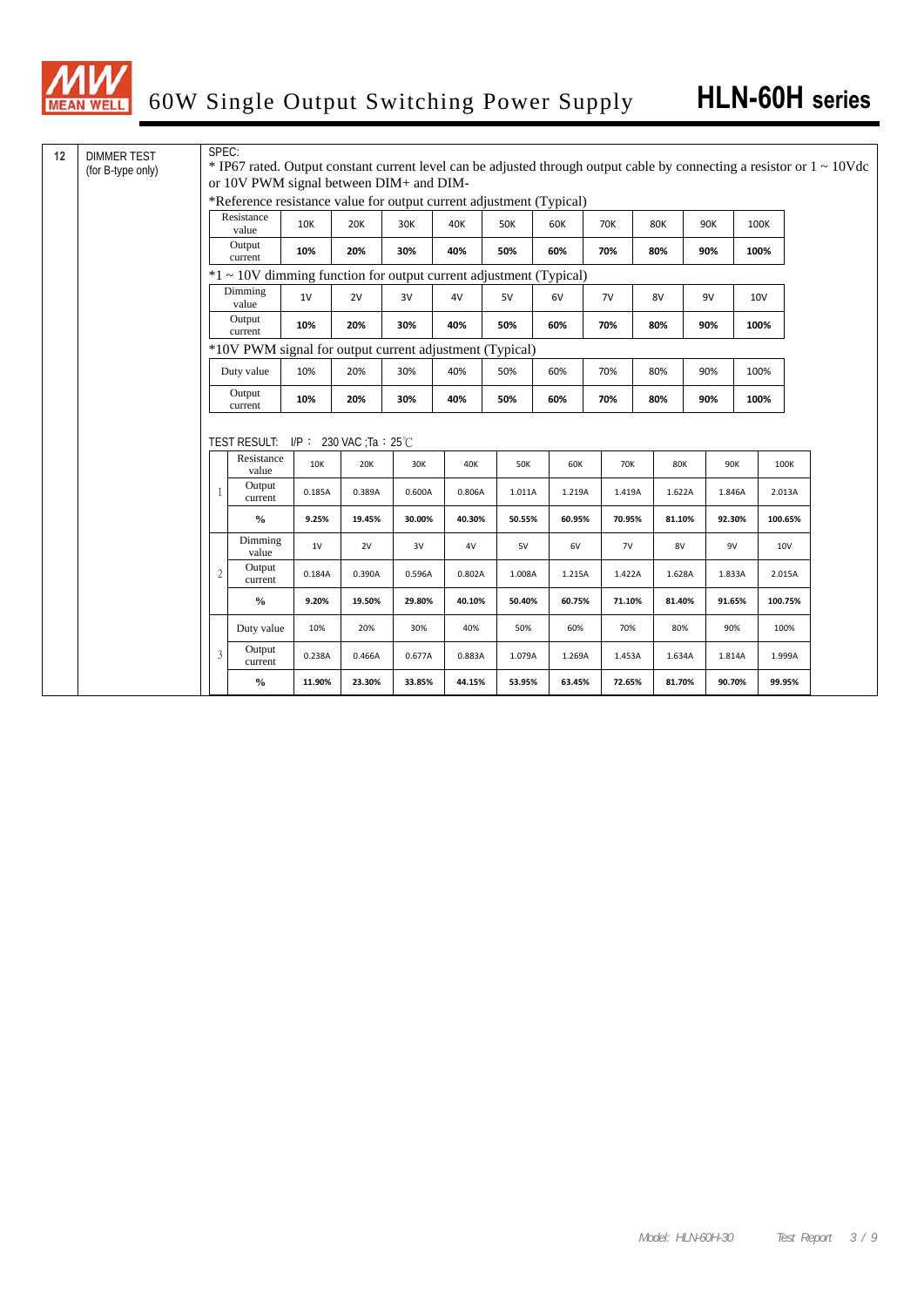| 12 | DIMMER TEST (for B-type only) |
|---|---|

SPEC:

* IP67 rated. Output constant current level can be adjusted through output cable by connecting a resistor or 1 ~ 10Vdc or 10V PWM signal between DIM+ and DIM-

*Reference resistance value for output current adjustment (Typical)

| Resistance value | 10K | 20K | 30K | 40K | 50K | 60K | 70K | 80K | 90K | 100K |
|---|---|---|---|---|---|---|---|---|---|---|
| Output current | **10%** | **20%** | **30%** | **40%** | **50%** | **60%** | **70%** | **80%** | **90%** | **100%** |

*1 ~ 10V dimming function for output current adjustment (Typical)

| Dimming value | 1V | 2V | 3V | 4V | 5V | 6V | 7V | 8V | 9V | 10V |
|---|---|---|---|---|---|---|---|---|---|---|
| Output current | **10%** | **20%** | **30%** | **40%** | **50%** | **60%** | **70%** | **80%** | **90%** | **100%** |

*10V PWM signal for output current adjustment (Typical)

| Duty value | 10% | 20% | 30% | 40% | 50% | 60% | 70% | 80% | 90% | 100% |
|---|---|---|---|---|---|---|---|---|---|---|
| Output current | **10%** | **20%** | **30%** | **40%** | **50%** | **60%** | **70%** | **80%** | **90%** | **100%** |

TEST RESULT: I/P : 230 VAC ;Ta : 25℃

| | | | | | | | | | | | |
|---|---|---|---|---|---|---|---|---|---|---|---|
| 1 | Resistance value | 10K | 20K | 30K | 40K | 50K | 60K | 70K | 80K | 90K | 100K |
| | Output current | 0.185A | 0.389A | 0.600A | 0.806A | 1.011A | 1.219A | 1.419A | 1.622A | 1.846A | 2.013A |
| | **%** | **9.25%** | **19.45%** | **30.00%** | **40.30%** | **50.55%** | **60.95%** | **70.95%** | **81.10%** | **92.30%** | **100.65%** |
| 2 | Dimming value | 1V | 2V | 3V | 4V | 5V | 6V | 7V | 8V | 9V | 10V |
| | Output current | 0.184A | 0.390A | 0.596A | 0.802A | 1.008A | 1.215A | 1.422A | 1.628A | 1.833A | 2.015A |
| | **%** | **9.20%** | **19.50%** | **29.80%** | **40.10%** | **50.40%** | **60.75%** | **71.10%** | **81.40%** | **91.65%** | **100.75%** |
| 3 | Duty value | 10% | 20% | 30% | 40% | 50% | 60% | 70% | 80% | 90% | 100% |
| | Output current | 0.238A | 0.466A | 0.677A | 0.883A | 1.079A | 1.269A | 1.453A | 1.634A | 1.814A | 1.999A |
| | **%** | **11.90%** | **23.30%** | **33.85%** | **44.15%** | **53.95%** | **63.45%** | **72.65%** | **81.70%** | **90.70%** | **99.95%** |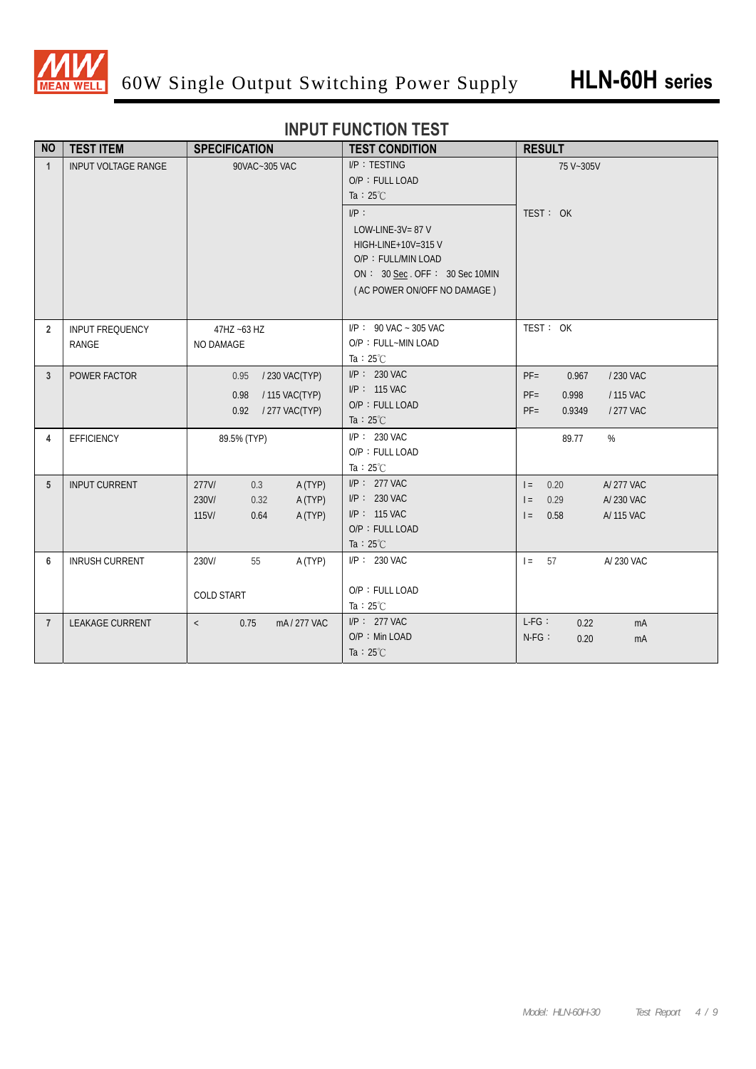## INPUT FUNCTION TEST

| NO | TEST ITEM | SPECIFICATION | TEST CONDITION | RESULT |
|---|---|---|---|---|
| 1 | INPUT VOLTAGE RANGE | 90VAC~305 VAC | I/P：TESTING<br>O/P：FULL LOAD<br>Ta：25℃ | 75 V~305V |
| | | | I/P：<br>LOW-LINE-3V= 87 V<br>HIGH-LINE+10V=315 V<br>O/P：FULL/MIN LOAD<br>ON： 30 Sec . OFF： 30 Sec 10MIN<br>( AC POWER ON/OFF NO DAMAGE ) | TEST： OK |
| 2 | INPUT FREQUENCY RANGE | 47HZ ~63 HZ<br>NO DAMAGE | I/P： 90 VAC ~ 305 VAC<br>O/P：FULL~MIN LOAD<br>Ta：25℃ | TEST： OK |
| 3 | POWER FACTOR | 0.95 / 230 VAC(TYP)<br>0.98 / 115 VAC(TYP)<br>0.92 / 277 VAC(TYP) | I/P： 230 VAC<br>I/P： 115 VAC<br>O/P：FULL LOAD<br>Ta：25℃ | PF= 0.967 / 230 VAC<br>PF= 0.998 / 115 VAC<br>PF= 0.9349 / 277 VAC |
| 4 | EFFICIENCY | 89.5% (TYP) | I/P： 230 VAC<br>O/P：FULL LOAD<br>Ta：25℃ | 89.77 % |
| 5 | INPUT CURRENT | 277V/ 0.3 A (TYP)<br>230V/ 0.32 A (TYP)<br>115V/ 0.64 A (TYP) | I/P： 277 VAC<br>I/P： 230 VAC<br>I/P： 115 VAC<br>O/P：FULL LOAD<br>Ta：25℃ | I = 0.20 A/ 277 VAC<br>I = 0.29 A/ 230 VAC<br>I = 0.58 A/ 115 VAC |
| 6 | INRUSH CURRENT | 230V/ 55 A (TYP)<br>COLD START | I/P： 230 VAC<br>O/P：FULL LOAD<br>Ta：25℃ | I = 57 A/ 230 VAC |
| 7 | LEAKAGE CURRENT | < 0.75 mA / 277 VAC | I/P： 277 VAC<br>O/P：Min LOAD<br>Ta：25℃ | L-FG： 0.22 mA<br>N-FG： 0.20 mA |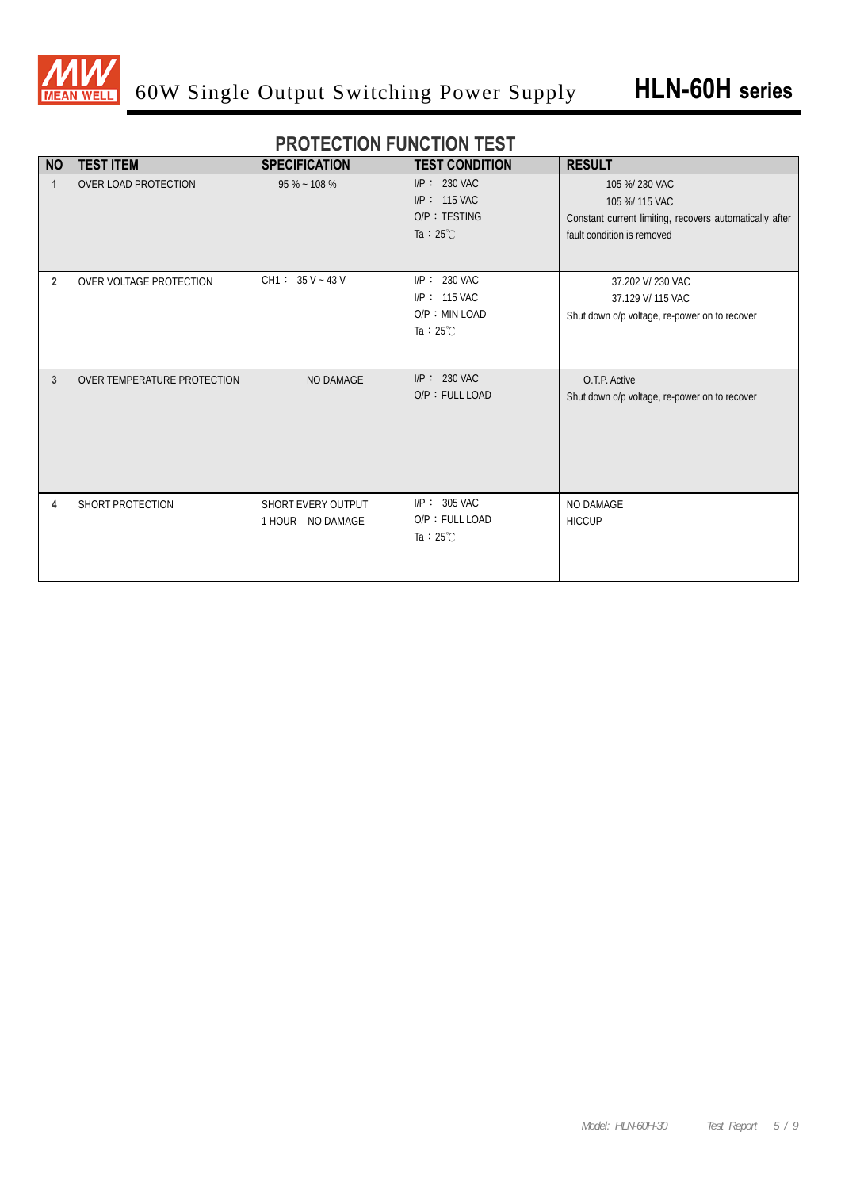# PROTECTION FUNCTION TEST

| NO | TEST ITEM | SPECIFICATION | TEST CONDITION | RESULT |
|---|---|---|---|---|
| 1 | OVER LOAD PROTECTION | 95 % ~ 108 % | I/P： 230 VAC<br>I/P： 115 VAC<br>O/P：TESTING<br>Ta：25℃ | 105 %/ 230 VAC<br>105 %/ 115 VAC<br>Constant current limiting, recovers automatically after fault condition is removed |
| 2 | OVER VOLTAGE PROTECTION | CH1： 35 V ~ 43 V | I/P： 230 VAC<br>I/P： 115 VAC<br>O/P：MIN LOAD<br>Ta：25℃ | 37.202 V/ 230 VAC<br>37.129 V/ 115 VAC<br>Shut down o/p voltage, re-power on to recover |
| 3 | OVER TEMPERATURE PROTECTION | NO DAMAGE | I/P： 230 VAC<br>O/P：FULL LOAD | O.T.P. Active<br>Shut down o/p voltage, re-power on to recover |
| 4 | SHORT PROTECTION | SHORT EVERY OUTPUT<br>1 HOUR NO DAMAGE | I/P： 305 VAC<br>O/P：FULL LOAD<br>Ta：25℃ | NO DAMAGE<br>HICCUP |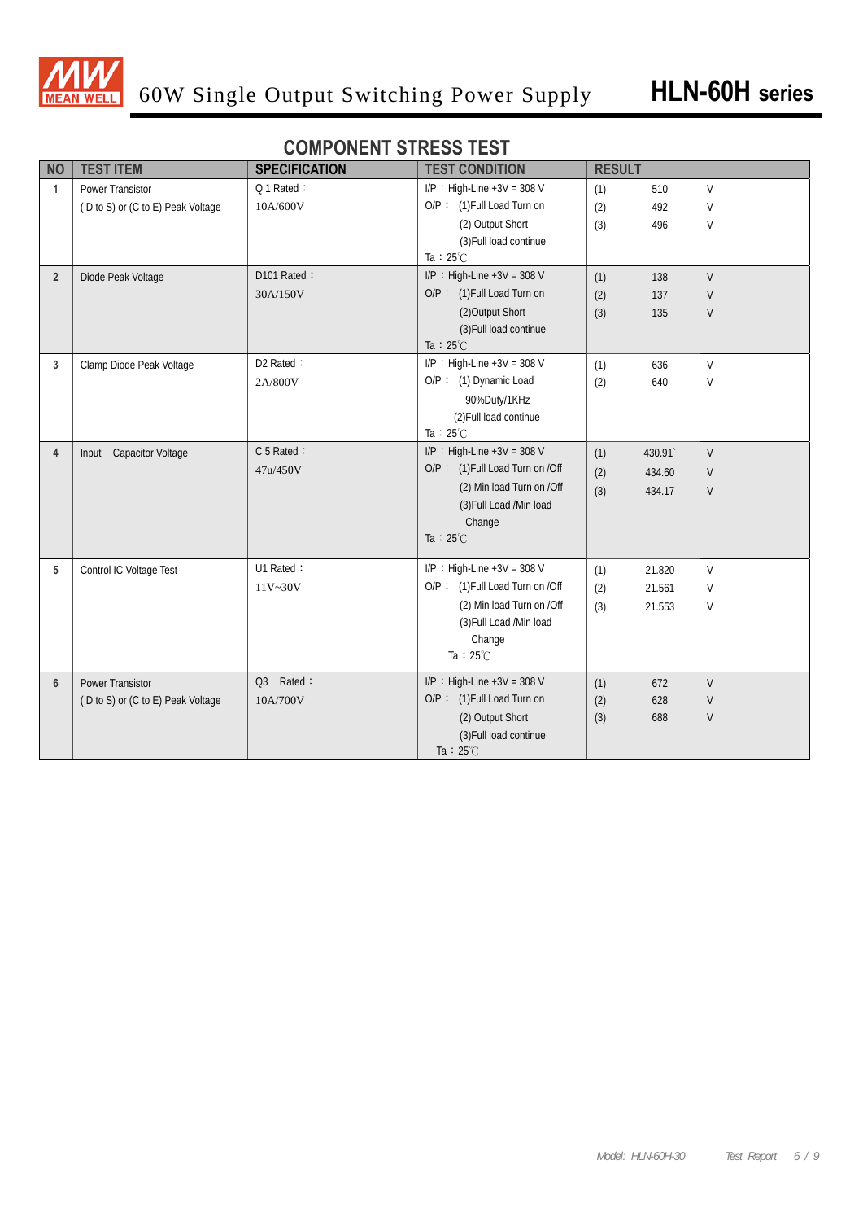## COMPONENT STRESS TEST

| NO | TEST ITEM | SPECIFICATION | TEST CONDITION | RESULT |
|---|---|---|---|---|
| 1 | Power Transistor<br>( D to S) or (C to E) Peak Voltage | Q 1 Rated：<br>10A/600V | I/P ：High-Line +3V = 308 V<br>O/P ： (1)Full Load Turn on<br>(2) Output Short<br>(3)Full load continue<br>Ta：25℃ | (1) 510 V<br>(2) 492 V<br>(3) 496 V |
| 2 | Diode Peak Voltage | D101 Rated：<br>30A/150V | I/P ：High-Line +3V = 308 V<br>O/P ： (1)Full Load Turn on<br>(2)Output Short<br>(3)Full load continue<br>Ta：25℃ | (1) 138 V<br>(2) 137 V<br>(3) 135 V |
| 3 | Clamp Diode Peak Voltage | D2 Rated：<br>2A/800V | I/P ：High-Line +3V = 308 V<br>O/P ： (1) Dynamic Load<br>90%Duty/1KHz<br>(2)Full load continue<br>Ta：25℃ | (1) 636 V<br>(2) 640 V |
| 4 | Input Capacitor Voltage | C 5 Rated：<br>47u/450V | I/P ：High-Line +3V = 308 V<br>O/P ： (1)Full Load Turn on /Off<br>(2) Min load Turn on /Off<br>(3)Full Load /Min load<br>Change<br>Ta：25℃ | (1) 430.91` V<br>(2) 434.60 V<br>(3) 434.17 V |
| 5 | Control IC Voltage Test | U1 Rated：<br>11V~30V | I/P ：High-Line +3V = 308 V<br>O/P ： (1)Full Load Turn on /Off<br>(2) Min load Turn on /Off<br>(3)Full Load /Min load<br>Change<br>Ta：25℃ | (1) 21.820 V<br>(2) 21.561 V<br>(3) 21.553 V |
| 6 | Power Transistor<br>( D to S) or (C to E) Peak Voltage | Q3 Rated：<br>10A/700V | I/P ：High-Line +3V = 308 V<br>O/P ： (1)Full Load Turn on<br>(2) Output Short<br>(3)Full load continue<br>Ta：25℃ | (1) 672 V<br>(2) 628 V<br>(3) 688 V |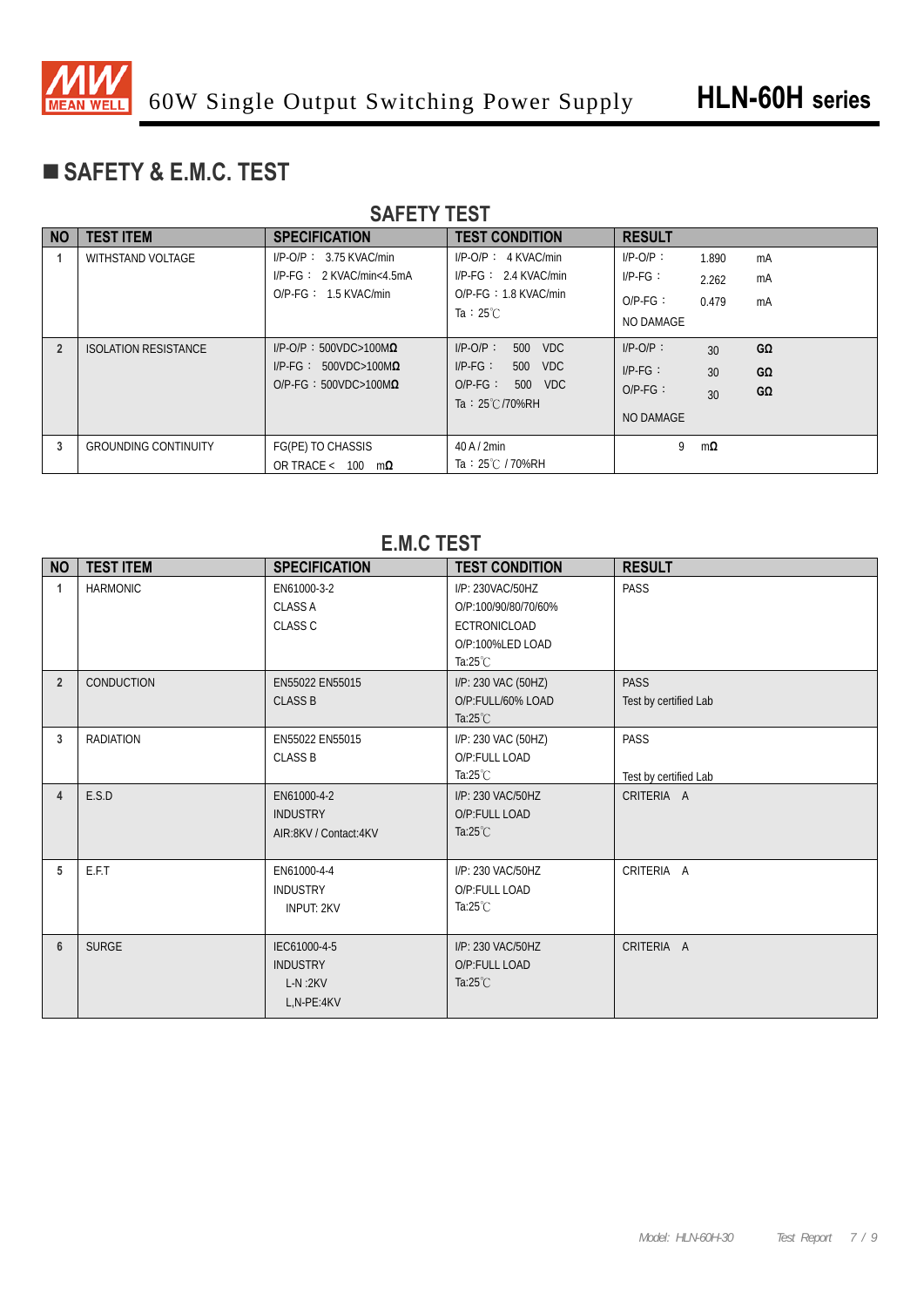## ■ SAFETY & E.M.C. TEST

### SAFETY TEST

| NO | TEST ITEM | SPECIFICATION | TEST CONDITION | RESULT |
|---|---|---|---|---|
| 1 | WITHSTAND VOLTAGE | I/P-O/P： 3.75 KVAC/min<br>I/P-FG： 2 KVAC/min<4.5mA<br>O/P-FG： 1.5 KVAC/min | I/P-O/P： 4 KVAC/min<br>I/P-FG： 2.4 KVAC/min<br>O/P-FG：1.8 KVAC/min<br>Ta：25℃ | I/P-O/P： 1.890 mA<br>I/P-FG： 2.262 mA<br>O/P-FG： 0.479 mA<br>NO DAMAGE |
| 2 | ISOLATION RESISTANCE | I/P-O/P：500VDC>100MΩ<br>I/P-FG： 500VDC>100MΩ<br>O/P-FG：500VDC>100MΩ | I/P-O/P： 500 VDC<br>I/P-FG： 500 VDC<br>O/P-FG： 500 VDC<br>Ta：25℃/70%RH | I/P-O/P： 30 GΩ<br>I/P-FG： 30 GΩ<br>O/P-FG： 30 GΩ<br>NO DAMAGE |
| 3 | GROUNDING CONTINUITY | FG(PE) TO CHASSIS<br>OR TRACE < 100 mΩ | 40 A / 2min<br>Ta：25℃ / 70%RH | 9 mΩ |

### E.M.C TEST

| NO | TEST ITEM | SPECIFICATION | TEST CONDITION | RESULT |
|---|---|---|---|---|
| 1 | HARMONIC | EN61000-3-2<br>CLASS A<br>CLASS C | I/P: 230VAC/50HZ<br>O/P:100/90/80/70/60%<br>ECTRONICLOAD<br>O/P:100%LED LOAD<br>Ta:25℃ | PASS |
| 2 | CONDUCTION | EN55022 EN55015<br>CLASS B | I/P: 230 VAC (50HZ)<br>O/P:FULL/60% LOAD<br>Ta:25℃ | PASS<br>Test by certified Lab |
| 3 | RADIATION | EN55022 EN55015<br>CLASS B | I/P: 230 VAC (50HZ)<br>O/P:FULL LOAD<br>Ta:25℃ | PASS<br>Test by certified Lab |
| 4 | E.S.D | EN61000-4-2<br>INDUSTRY<br>AIR:8KV / Contact:4KV | I/P: 230 VAC/50HZ<br>O/P:FULL LOAD<br>Ta:25℃ | CRITERIA A |
| 5 | E.F.T | EN61000-4-4<br>INDUSTRY<br>INPUT: 2KV | I/P: 230 VAC/50HZ<br>O/P:FULL LOAD<br>Ta:25℃ | CRITERIA A |
| 6 | SURGE | IEC61000-4-5<br>INDUSTRY<br>L-N :2KV<br>L,N-PE:4KV | I/P: 230 VAC/50HZ<br>O/P:FULL LOAD<br>Ta:25℃ | CRITERIA A |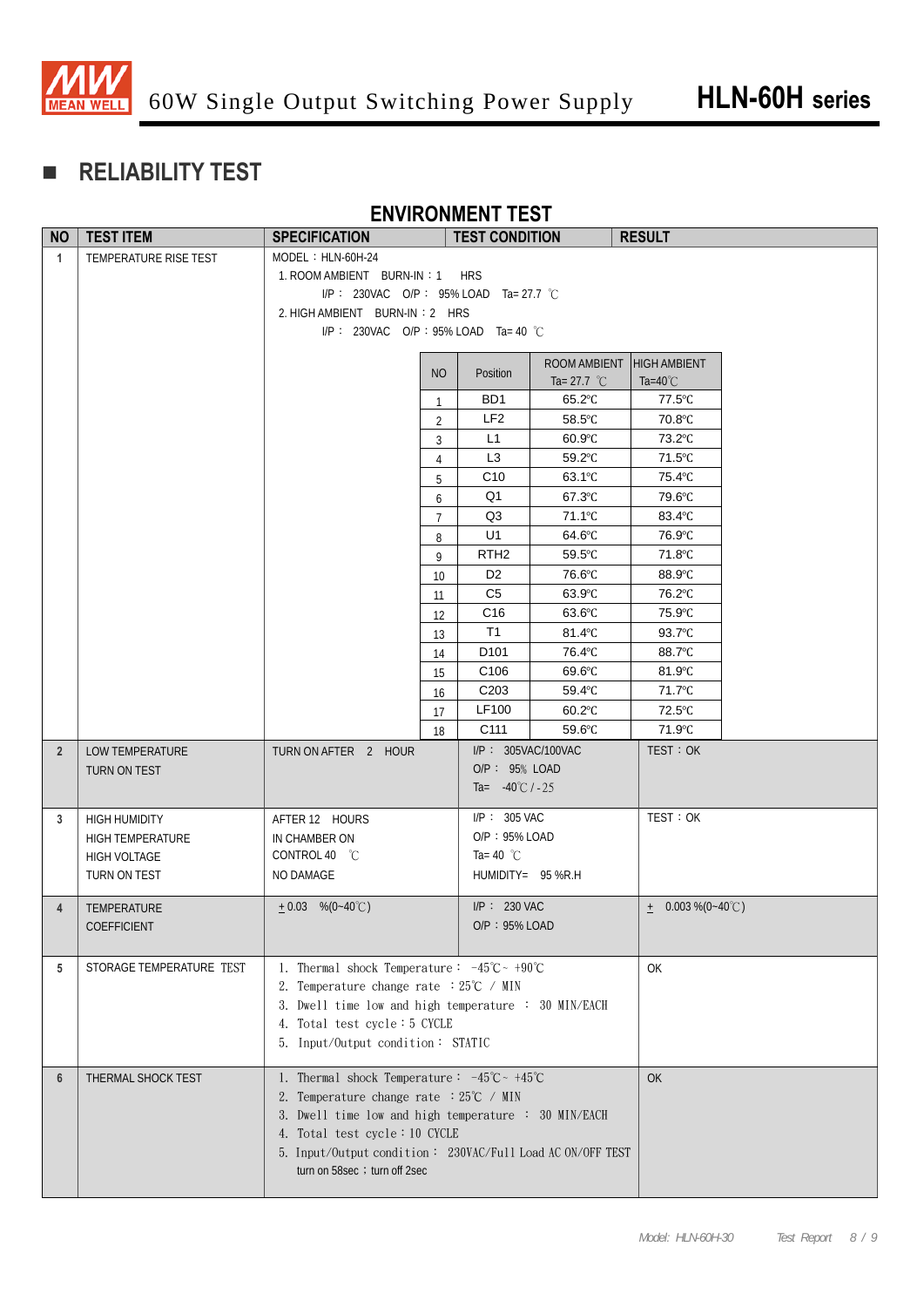## RELIABILITY TEST

### ENVIRONMENT TEST

| NO | TEST ITEM | SPECIFICATION | TEST CONDITION | RESULT |
|---|---|---|---|---|
| 1 | TEMPERATURE RISE TEST | MODEL：HLN-60H-24<br>1. ROOM AMBIENT BURN-IN：1 HRS<br>I/P： 230VAC O/P： 95% LOAD Ta= 27.7 ℃<br>2. HIGH AMBIENT BURN-IN：2 HRS<br>I/P： 230VAC O/P：95% LOAD Ta= 40 ℃ | | |

| NO | Position | ROOM AMBIENT Ta= 27.7 ℃ | HIGH AMBIENT Ta=40℃ |
|---|---|---|---|
| 1 | BD1 | 65.2℃ | 77.5℃ |
| 2 | LF2 | 58.5℃ | 70.8℃ |
| 3 | L1 | 60.9℃ | 73.2℃ |
| 4 | L3 | 59.2℃ | 71.5℃ |
| 5 | C10 | 63.1℃ | 75.4℃ |
| 6 | Q1 | 67.3℃ | 79.6℃ |
| 7 | Q3 | 71.1℃ | 83.4℃ |
| 8 | U1 | 64.6℃ | 76.9℃ |
| 9 | RTH2 | 59.5℃ | 71.8℃ |
| 10 | D2 | 76.6℃ | 88.9℃ |
| 11 | C5 | 63.9℃ | 76.2℃ |
| 12 | C16 | 63.6℃ | 75.9℃ |
| 13 | T1 | 81.4℃ | 93.7℃ |
| 14 | D101 | 76.4℃ | 88.7℃ |
| 15 | C106 | 69.6℃ | 81.9℃ |
| 16 | C203 | 59.4℃ | 71.7℃ |
| 17 | LF100 | 60.2℃ | 72.5℃ |
| 18 | C111 | 59.6℃ | 71.9℃ |

| NO | TEST ITEM | SPECIFICATION | TEST CONDITION | RESULT |
|---|---|---|---|---|
| 2 | LOW TEMPERATURE TURN ON TEST | TURN ON AFTER 2 HOUR | I/P： 305VAC/100VAC<br>O/P： 95% LOAD<br>Ta= -40℃ / -25 | TEST：OK |
| 3 | HIGH HUMIDITY HIGH TEMPERATURE HIGH VOLTAGE TURN ON TEST | AFTER 12 HOURS<br>IN CHAMBER ON<br>CONTROL 40 ℃<br>NO DAMAGE | I/P： 305 VAC<br>O/P：95% LOAD<br>Ta= 40 ℃<br>HUMIDITY= 95 %R.H | TEST：OK |
| 4 | TEMPERATURE COEFFICIENT | ± 0.03 %(0~40℃) | I/P： 230 VAC<br>O/P：95% LOAD | ± 0.003 %(0~40℃) |
| 5 | STORAGE TEMPERATURE TEST | 1. Thermal shock Temperature： -45℃ ~ +90℃<br>2. Temperature change rate ：25℃ / MIN<br>3. Dwell time low and high temperature ： 30 MIN/EACH<br>4. Total test cycle：5 CYCLE<br>5. Input/Output condition： STATIC | | OK |
| 6 | THERMAL SHOCK TEST | 1. Thermal shock Temperature： -45℃ ~ +45℃<br>2. Temperature change rate ：25℃ / MIN<br>3. Dwell time low and high temperature ： 30 MIN/EACH<br>4. Total test cycle：10 CYCLE<br>5. Input/Output condition： 230VAC/Full Load AC ON/OFF TEST turn on 58sec；turn off 2sec | | OK |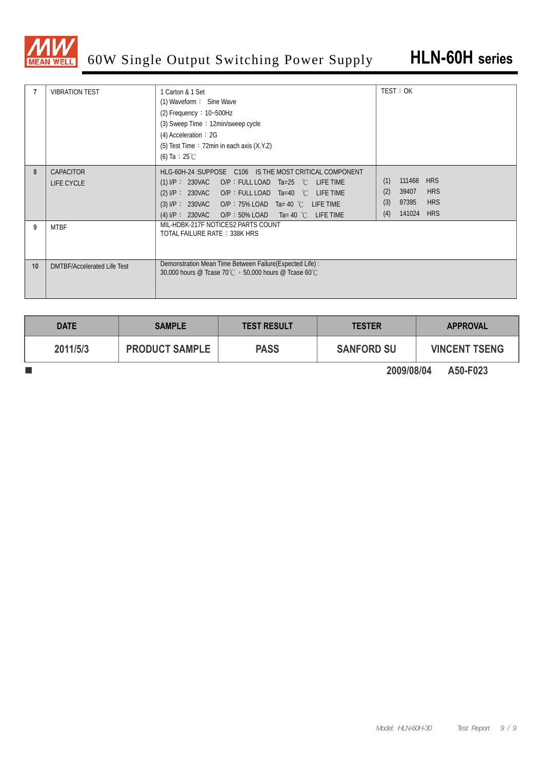# 60W Single Output Switching Power Supply — HLN-60H series

| | | | |
|---|---|---|---|
| 7 | VIBRATION TEST | 1 Carton & 1 Set<br>(1) Waveform： Sine Wave<br>(2) Frequency：10~500Hz<br>(3) Sweep Time：12min/sweep cycle<br>(4) Acceleration：2G<br>(5) Test Time：72min in each axis (X.Y.Z)<br>(6) Ta：25℃ | TEST：OK |
| 8 | CAPACITOR LIFE CYCLE | HLG-60H-24 :SUPPOSE C106 IS THE MOST CRITICAL COMPONENT<br>(1) I/P： 230VAC O/P：FULL LOAD Ta=25 ℃ LIFE TIME<br>(2) I/P： 230VAC O/P：FULL LOAD Ta=40 ℃ LIFE TIME<br>(3) I/P： 230VAC O/P：75% LOAD Ta= 40 ℃ LIFE TIME<br>(4) I/P： 230VAC O/P：50% LOAD Ta= 40 ℃ LIFE TIME | (1) 111468 HRS<br>(2) 39407 HRS<br>(3) 87395 HRS<br>(4) 141024 HRS |
| 9 | MTBF | MIL-HDBK-217F NOTICES2 PARTS COUNT<br>TOTAL FAILURE RATE：338K HRS | |
| 10 | DMTBF/Accelerated Life Test | Demonstration Mean Time Between Failure(Expected Life) :<br>30,000 hours @ Tcase 70℃ ，50,000 hours @ Tcase 60℃ | |

| DATE | SAMPLE | TEST RESULT | TESTER | APPROVAL |
|---|---|---|---|---|
| 2011/5/3 | PRODUCT SAMPLE | PASS | SANFORD SU | VINCENT TSENG |

2009/08/04 A50-F023

Model: HLN-60H-30 Test Report